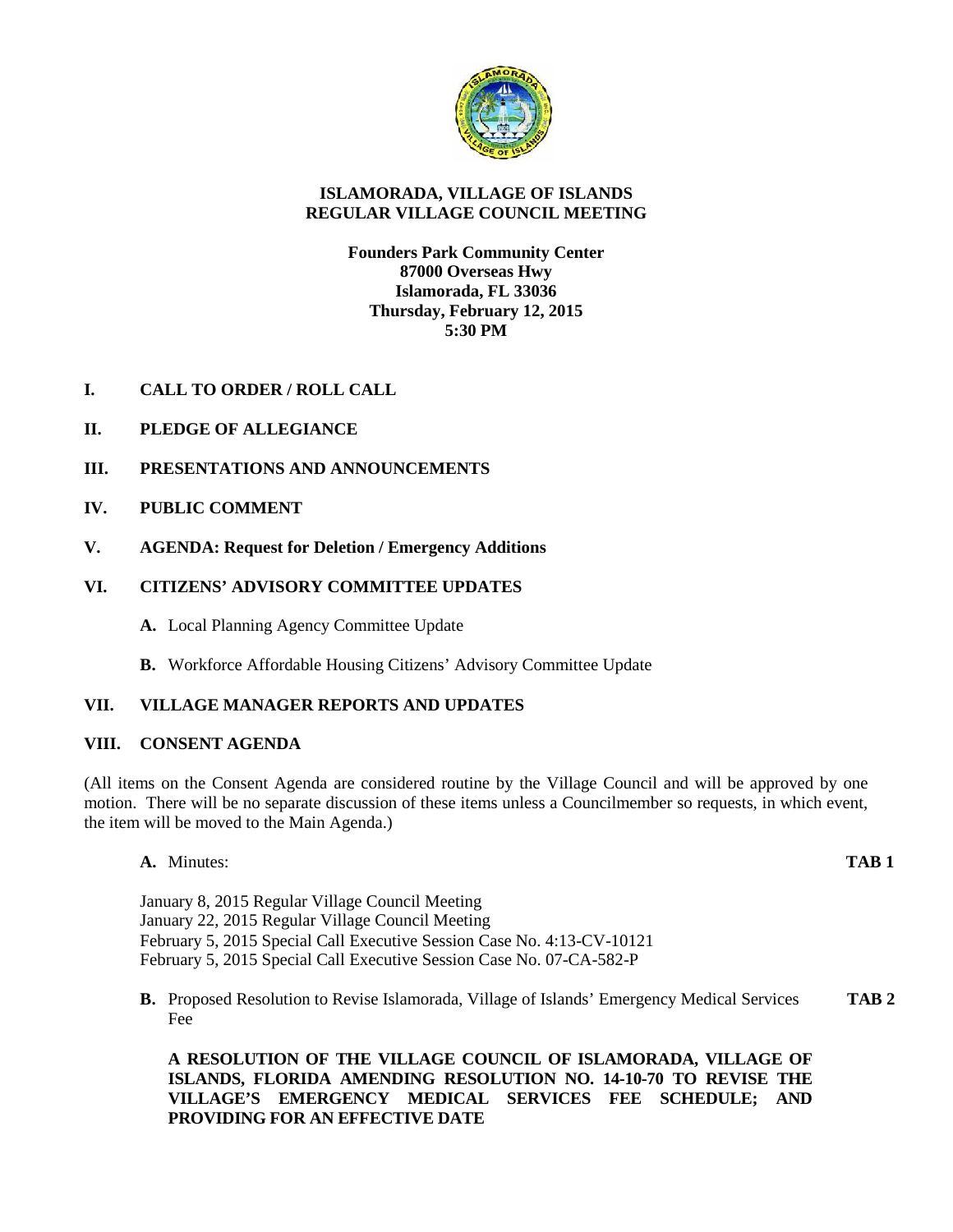# ISLAMORADA, VILLAGE OF ISLANDS
# REGULAR VILLAGE COUNCIL MEETING

**Founders Park Community Center**
**87000 Overseas Hwy**
**Islamorada, FL 33036**
**Thursday, February 12, 2015**
**5:30 PM**

## I. CALL TO ORDER / ROLL CALL

## II. PLEDGE OF ALLEGIANCE

## III. PRESENTATIONS AND ANNOUNCEMENTS

## IV. PUBLIC COMMENT

## V. AGENDA: Request for Deletion / Emergency Additions

## VI. CITIZENS' ADVISORY COMMITTEE UPDATES

**A.** Local Planning Agency Committee Update

**B.** Workforce Affordable Housing Citizens' Advisory Committee Update

## VII. VILLAGE MANAGER REPORTS AND UPDATES

## VIII. CONSENT AGENDA

(All items on the Consent Agenda are considered routine by the Village Council and will be approved by one motion. There will be no separate discussion of these items unless a Councilmember so requests, in which event, the item will be moved to the Main Agenda.)

**A.** Minutes: **TAB 1**

January 8, 2015 Regular Village Council Meeting
January 22, 2015 Regular Village Council Meeting
February 5, 2015 Special Call Executive Session Case No. 4:13-CV-10121
February 5, 2015 Special Call Executive Session Case No. 07-CA-582-P

**B.** Proposed Resolution to Revise Islamorada, Village of Islands' Emergency Medical Services Fee **TAB 2**

**A RESOLUTION OF THE VILLAGE COUNCIL OF ISLAMORADA, VILLAGE OF ISLANDS, FLORIDA AMENDING RESOLUTION NO. 14-10-70 TO REVISE THE VILLAGE'S EMERGENCY MEDICAL SERVICES FEE SCHEDULE; AND PROVIDING FOR AN EFFECTIVE DATE**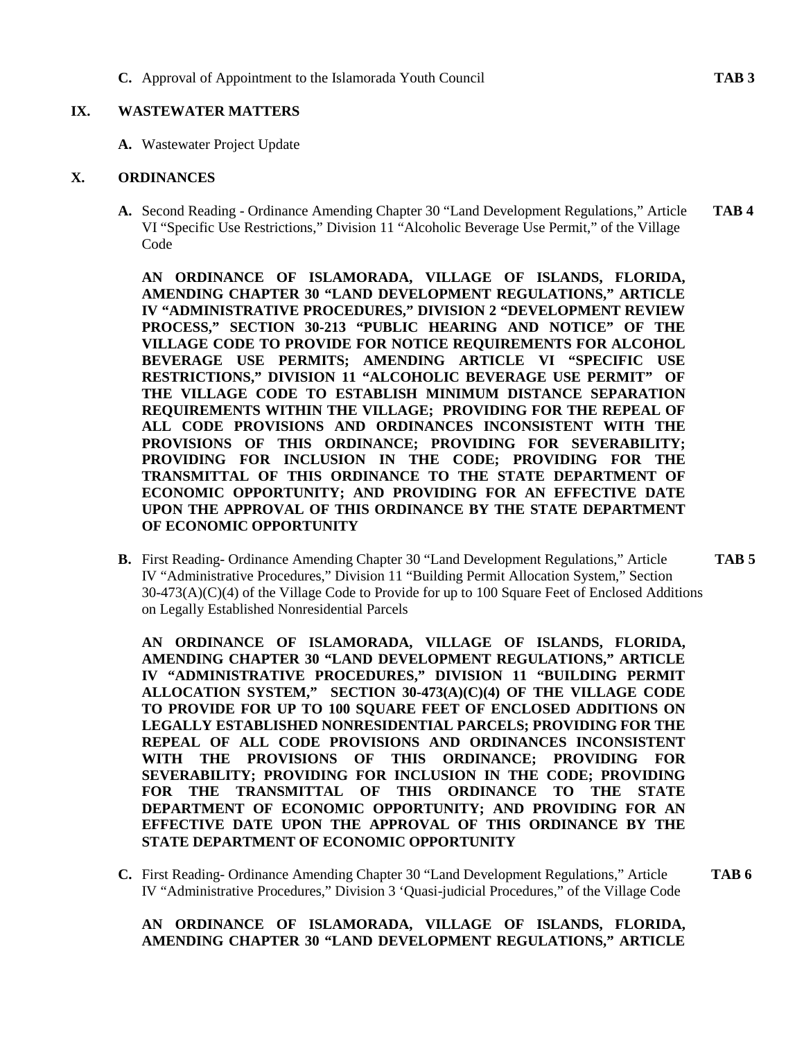**C.** Approval of Appointment to the Islamorada Youth Council **TAB 3**

## IX. WASTEWATER MATTERS

**A.** Wastewater Project Update

## X. ORDINANCES

**A.** Second Reading - Ordinance Amending Chapter 30 "Land Development Regulations," Article VI "Specific Use Restrictions," Division 11 "Alcoholic Beverage Use Permit," of the Village Code **TAB 4**

**AN ORDINANCE OF ISLAMORADA, VILLAGE OF ISLANDS, FLORIDA, AMENDING CHAPTER 30 "LAND DEVELOPMENT REGULATIONS," ARTICLE IV "ADMINISTRATIVE PROCEDURES," DIVISION 2 "DEVELOPMENT REVIEW PROCESS," SECTION 30-213 "PUBLIC HEARING AND NOTICE" OF THE VILLAGE CODE TO PROVIDE FOR NOTICE REQUIREMENTS FOR ALCOHOL BEVERAGE USE PERMITS; AMENDING ARTICLE VI "SPECIFIC USE RESTRICTIONS," DIVISION 11 "ALCOHOLIC BEVERAGE USE PERMIT" OF THE VILLAGE CODE TO ESTABLISH MINIMUM DISTANCE SEPARATION REQUIREMENTS WITHIN THE VILLAGE; PROVIDING FOR THE REPEAL OF ALL CODE PROVISIONS AND ORDINANCES INCONSISTENT WITH THE PROVISIONS OF THIS ORDINANCE; PROVIDING FOR SEVERABILITY; PROVIDING FOR INCLUSION IN THE CODE; PROVIDING FOR THE TRANSMITTAL OF THIS ORDINANCE TO THE STATE DEPARTMENT OF ECONOMIC OPPORTUNITY; AND PROVIDING FOR AN EFFECTIVE DATE UPON THE APPROVAL OF THIS ORDINANCE BY THE STATE DEPARTMENT OF ECONOMIC OPPORTUNITY**

**B.** First Reading- Ordinance Amending Chapter 30 "Land Development Regulations," Article IV "Administrative Procedures," Division 11 "Building Permit Allocation System," Section 30-473(A)(C)(4) of the Village Code to Provide for up to 100 Square Feet of Enclosed Additions on Legally Established Nonresidential Parcels **TAB 5**

**AN ORDINANCE OF ISLAMORADA, VILLAGE OF ISLANDS, FLORIDA, AMENDING CHAPTER 30 "LAND DEVELOPMENT REGULATIONS," ARTICLE IV "ADMINISTRATIVE PROCEDURES," DIVISION 11 "BUILDING PERMIT ALLOCATION SYSTEM," SECTION 30-473(A)(C)(4) OF THE VILLAGE CODE TO PROVIDE FOR UP TO 100 SQUARE FEET OF ENCLOSED ADDITIONS ON LEGALLY ESTABLISHED NONRESIDENTIAL PARCELS; PROVIDING FOR THE REPEAL OF ALL CODE PROVISIONS AND ORDINANCES INCONSISTENT WITH THE PROVISIONS OF THIS ORDINANCE; PROVIDING FOR SEVERABILITY; PROVIDING FOR INCLUSION IN THE CODE; PROVIDING FOR THE TRANSMITTAL OF THIS ORDINANCE TO THE STATE DEPARTMENT OF ECONOMIC OPPORTUNITY; AND PROVIDING FOR AN EFFECTIVE DATE UPON THE APPROVAL OF THIS ORDINANCE BY THE STATE DEPARTMENT OF ECONOMIC OPPORTUNITY**

**C.** First Reading- Ordinance Amending Chapter 30 "Land Development Regulations," Article IV "Administrative Procedures," Division 3 'Quasi-judicial Procedures," of the Village Code **TAB 6**

**AN ORDINANCE OF ISLAMORADA, VILLAGE OF ISLANDS, FLORIDA, AMENDING CHAPTER 30 "LAND DEVELOPMENT REGULATIONS," ARTICLE**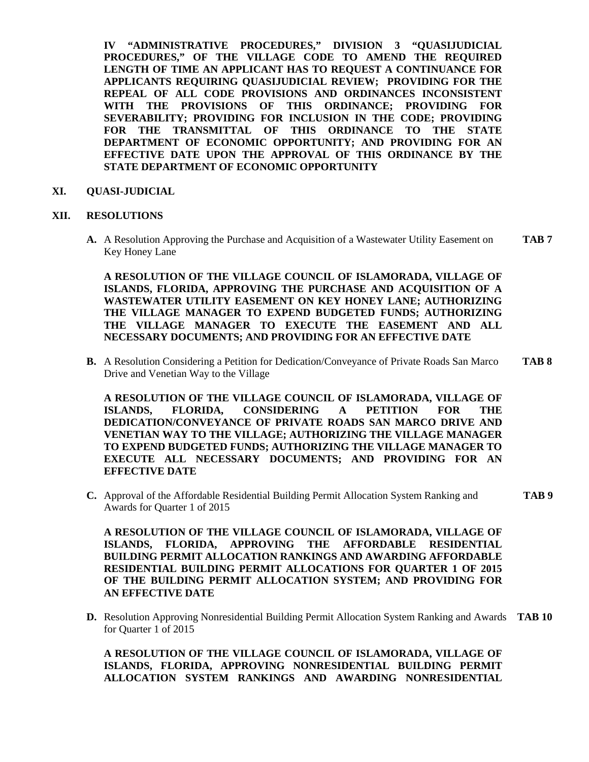**IV "ADMINISTRATIVE PROCEDURES," DIVISION 3 "QUASIJUDICIAL PROCEDURES," OF THE VILLAGE CODE TO AMEND THE REQUIRED LENGTH OF TIME AN APPLICANT HAS TO REQUEST A CONTINUANCE FOR APPLICANTS REQUIRING QUASIJUDICIAL REVIEW; PROVIDING FOR THE REPEAL OF ALL CODE PROVISIONS AND ORDINANCES INCONSISTENT WITH THE PROVISIONS OF THIS ORDINANCE; PROVIDING FOR SEVERABILITY; PROVIDING FOR INCLUSION IN THE CODE; PROVIDING FOR THE TRANSMITTAL OF THIS ORDINANCE TO THE STATE DEPARTMENT OF ECONOMIC OPPORTUNITY; AND PROVIDING FOR AN EFFECTIVE DATE UPON THE APPROVAL OF THIS ORDINANCE BY THE STATE DEPARTMENT OF ECONOMIC OPPORTUNITY**

## XI. QUASI-JUDICIAL

## XII. RESOLUTIONS

**A.** A Resolution Approving the Purchase and Acquisition of a Wastewater Utility Easement on Key Honey Lane **TAB 7**

**A RESOLUTION OF THE VILLAGE COUNCIL OF ISLAMORADA, VILLAGE OF ISLANDS, FLORIDA, APPROVING THE PURCHASE AND ACQUISITION OF A WASTEWATER UTILITY EASEMENT ON KEY HONEY LANE; AUTHORIZING THE VILLAGE MANAGER TO EXPEND BUDGETED FUNDS; AUTHORIZING THE VILLAGE MANAGER TO EXECUTE THE EASEMENT AND ALL NECESSARY DOCUMENTS; AND PROVIDING FOR AN EFFECTIVE DATE**

**B.** A Resolution Considering a Petition for Dedication/Conveyance of Private Roads San Marco Drive and Venetian Way to the Village **TAB 8**

**A RESOLUTION OF THE VILLAGE COUNCIL OF ISLAMORADA, VILLAGE OF ISLANDS, FLORIDA, CONSIDERING A PETITION FOR THE DEDICATION/CONVEYANCE OF PRIVATE ROADS SAN MARCO DRIVE AND VENETIAN WAY TO THE VILLAGE; AUTHORIZING THE VILLAGE MANAGER TO EXPEND BUDGETED FUNDS; AUTHORIZING THE VILLAGE MANAGER TO EXECUTE ALL NECESSARY DOCUMENTS; AND PROVIDING FOR AN EFFECTIVE DATE**

**C.** Approval of the Affordable Residential Building Permit Allocation System Ranking and Awards for Quarter 1 of 2015 **TAB 9**

**A RESOLUTION OF THE VILLAGE COUNCIL OF ISLAMORADA, VILLAGE OF ISLANDS, FLORIDA, APPROVING THE AFFORDABLE RESIDENTIAL BUILDING PERMIT ALLOCATION RANKINGS AND AWARDING AFFORDABLE RESIDENTIAL BUILDING PERMIT ALLOCATIONS FOR QUARTER 1 OF 2015 OF THE BUILDING PERMIT ALLOCATION SYSTEM; AND PROVIDING FOR AN EFFECTIVE DATE**

**D.** Resolution Approving Nonresidential Building Permit Allocation System Ranking and Awards for Quarter 1 of 2015 **TAB 10**

**A RESOLUTION OF THE VILLAGE COUNCIL OF ISLAMORADA, VILLAGE OF ISLANDS, FLORIDA, APPROVING NONRESIDENTIAL BUILDING PERMIT ALLOCATION SYSTEM RANKINGS AND AWARDING NONRESIDENTIAL**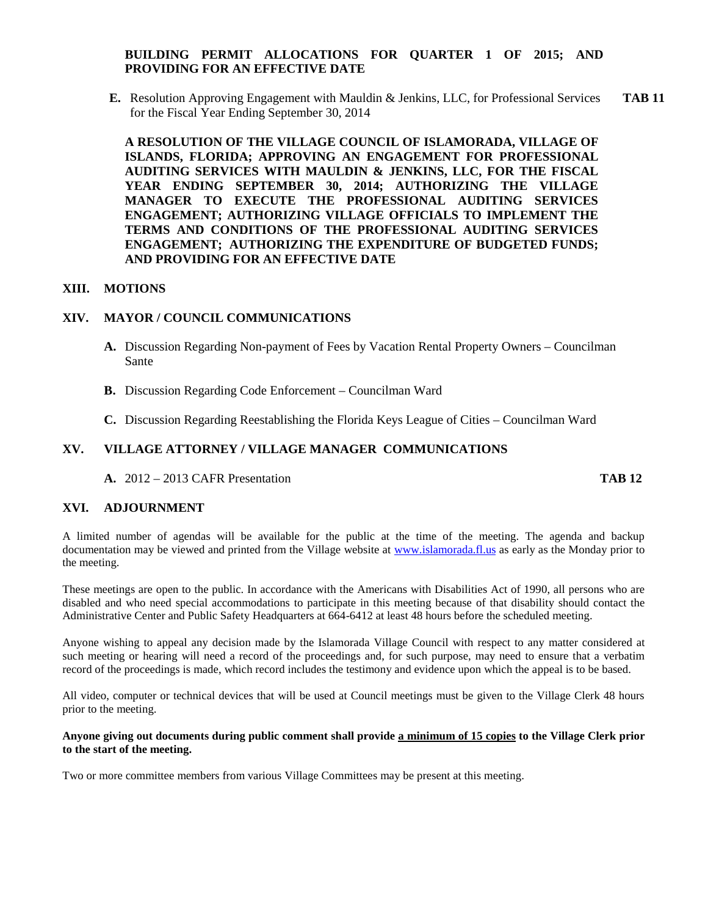**BUILDING PERMIT ALLOCATIONS FOR QUARTER 1 OF 2015; AND PROVIDING FOR AN EFFECTIVE DATE**

**E.** Resolution Approving Engagement with Mauldin & Jenkins, LLC, for Professional Services for the Fiscal Year Ending September 30, 2014 **TAB 11**

**A RESOLUTION OF THE VILLAGE COUNCIL OF ISLAMORADA, VILLAGE OF ISLANDS, FLORIDA; APPROVING AN ENGAGEMENT FOR PROFESSIONAL AUDITING SERVICES WITH MAULDIN & JENKINS, LLC, FOR THE FISCAL YEAR ENDING SEPTEMBER 30, 2014; AUTHORIZING THE VILLAGE MANAGER TO EXECUTE THE PROFESSIONAL AUDITING SERVICES ENGAGEMENT; AUTHORIZING VILLAGE OFFICIALS TO IMPLEMENT THE TERMS AND CONDITIONS OF THE PROFESSIONAL AUDITING SERVICES ENGAGEMENT; AUTHORIZING THE EXPENDITURE OF BUDGETED FUNDS; AND PROVIDING FOR AN EFFECTIVE DATE**

## XIII. MOTIONS

## XIV. MAYOR / COUNCIL COMMUNICATIONS

**A.** Discussion Regarding Non-payment of Fees by Vacation Rental Property Owners – Councilman Sante

**B.** Discussion Regarding Code Enforcement – Councilman Ward

**C.** Discussion Regarding Reestablishing the Florida Keys League of Cities – Councilman Ward

## XV. VILLAGE ATTORNEY / VILLAGE MANAGER COMMUNICATIONS

**A.** 2012 – 2013 CAFR Presentation **TAB 12**

## XVI. ADJOURNMENT

A limited number of agendas will be available for the public at the time of the meeting. The agenda and backup documentation may be viewed and printed from the Village website at www.islamorada.fl.us as early as the Monday prior to the meeting.

These meetings are open to the public. In accordance with the Americans with Disabilities Act of 1990, all persons who are disabled and who need special accommodations to participate in this meeting because of that disability should contact the Administrative Center and Public Safety Headquarters at 664-6412 at least 48 hours before the scheduled meeting.

Anyone wishing to appeal any decision made by the Islamorada Village Council with respect to any matter considered at such meeting or hearing will need a record of the proceedings and, for such purpose, may need to ensure that a verbatim record of the proceedings is made, which record includes the testimony and evidence upon which the appeal is to be based.

All video, computer or technical devices that will be used at Council meetings must be given to the Village Clerk 48 hours prior to the meeting.

**Anyone giving out documents during public comment shall provide a minimum of 15 copies to the Village Clerk prior to the start of the meeting.**

Two or more committee members from various Village Committees may be present at this meeting.